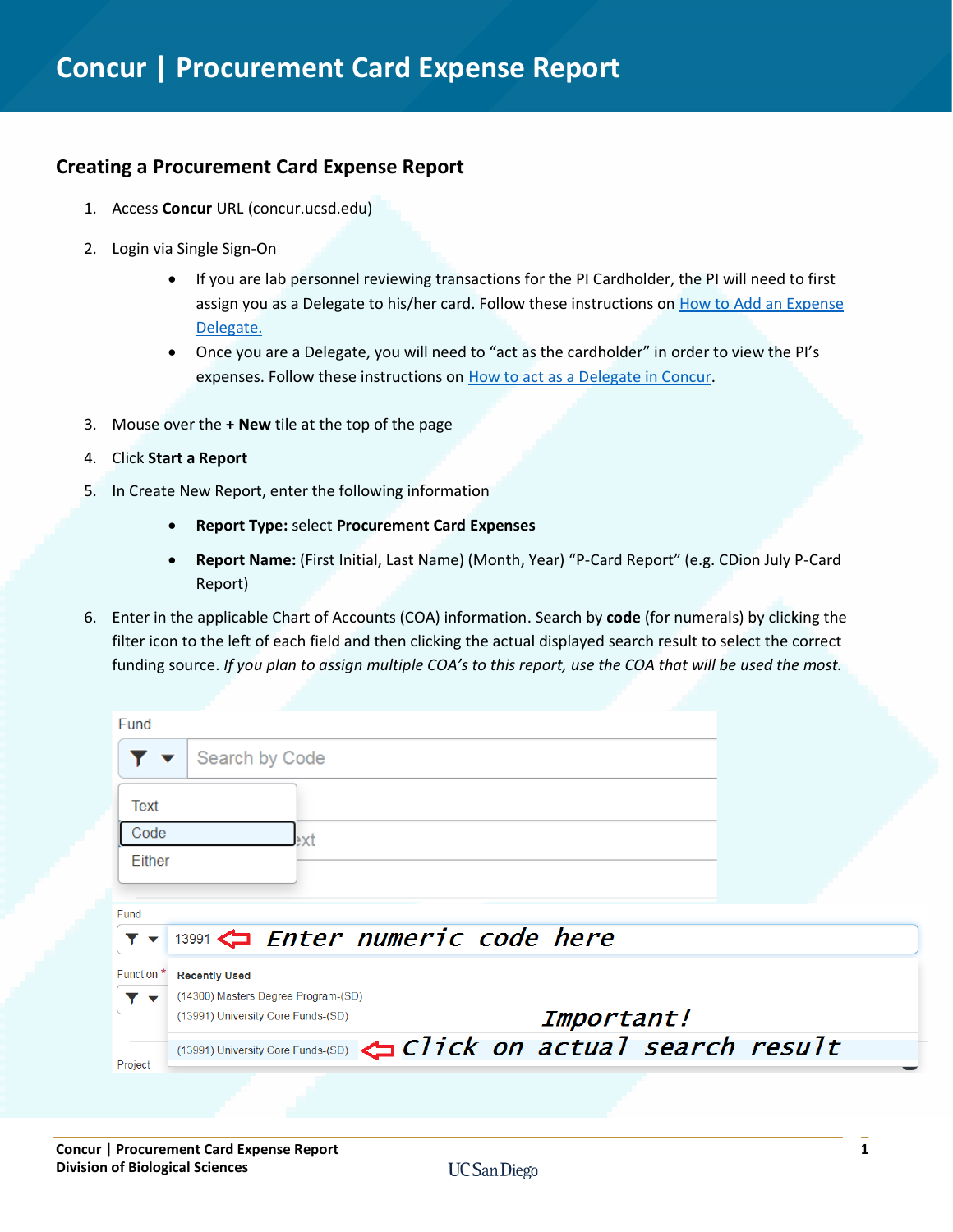# Concur | Procurement Card Expense Report

## Creating a Procurement Card Expense Report

1. Access **Concur** URL (concur.ucsd.edu)
2. Login via Single Sign-On
   - If you are lab personnel reviewing transactions for the PI Cardholder, the PI will need to first assign you as a Delegate to his/her card. Follow these instructions on How to Add an Expense Delegate.
   - Once you are a Delegate, you will need to "act as the cardholder" in order to view the PI's expenses. Follow these instructions on How to act as a Delegate in Concur.
3. Mouse over the **+ New** tile at the top of the page
4. Click **Start a Report**
5. In Create New Report, enter the following information
   - **Report Type:** select **Procurement Card Expenses**
   - **Report Name:** (First Initial, Last Name) (Month, Year) "P-Card Report" (e.g. CDion July P-Card Report)
6. Enter in the applicable Chart of Accounts (COA) information. Search by **code** (for numerals) by clicking the filter icon to the left of each field and then clicking the actual displayed search result to select the correct funding source. *If you plan to assign multiple COA's to this report, use the COA that will be used the most.*

Fund

Search by Code

Text

Code

Either

Fund

13991 Enter numeric code here

Function *

Recently Used

(14300) Masters Degree Program-(SD)

(13991) University Core Funds-(SD)

Important!

(13991) University Core Funds-(SD) Click on actual search result

Project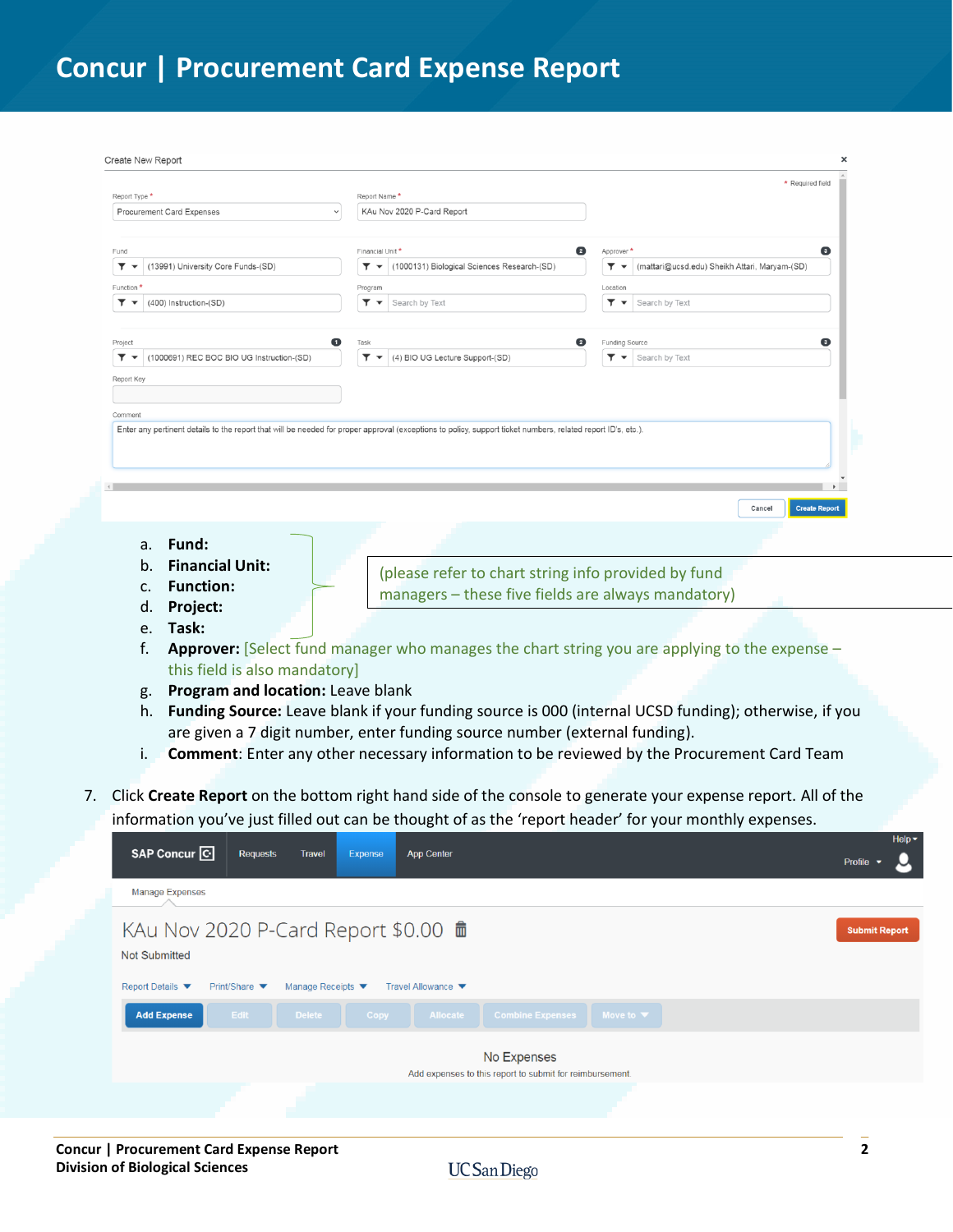# Concur | Procurement Card Expense Report

a. **Fund:**
b. **Financial Unit:**
c. **Function:**
d. **Project:**
e. **Task:**

(please refer to chart string info provided by fund managers – these five fields are always mandatory)

f. **Approver:** [Select fund manager who manages the chart string you are applying to the expense – this field is also mandatory]
g. **Program and location:** Leave blank
h. **Funding Source:** Leave blank if your funding source is 000 (internal UCSD funding); otherwise, if you are given a 7 digit number, enter funding source number (external funding).
i. **Comment**: Enter any other necessary information to be reviewed by the Procurement Card Team

7. Click **Create Report** on the bottom right hand side of the console to generate your expense report. All of the information you've just filled out can be thought of as the 'report header' for your monthly expenses.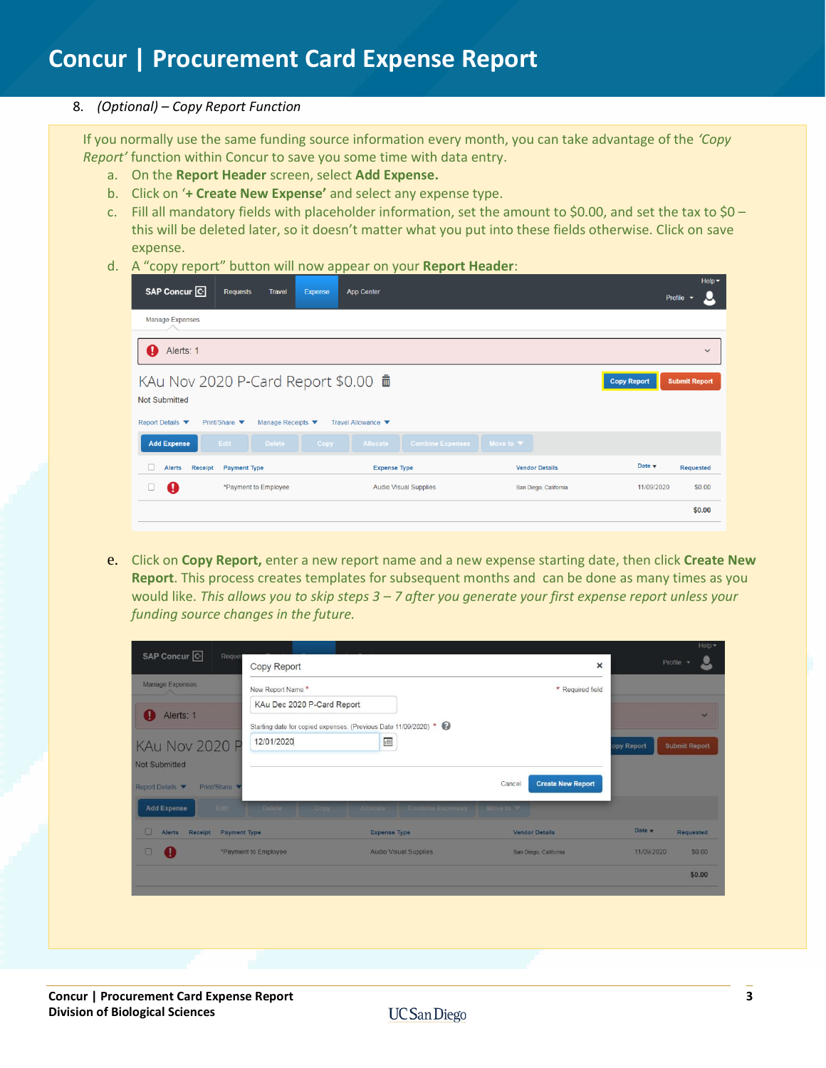8. *(Optional) – Copy Report Function*

If you normally use the same funding source information every month, you can take advantage of the *'Copy Report'* function within Concur to save you some time with data entry.

a. On the **Report Header** screen, select **Add Expense.**
b. Click on '**+ Create New Expense'** and select any expense type.
c. Fill all mandatory fields with placeholder information, set the amount to $0.00, and set the tax to $0 – this will be deleted later, so it doesn't matter what you put into these fields otherwise. Click on save expense.
d. A "copy report" button will now appear on your **Report Header**:
e. Click on **Copy Report,** enter a new report name and a new expense starting date, then click **Create New Report**. This process creates templates for subsequent months and can be done as many times as you would like. *This allows you to skip steps 3 – 7 after you generate your first expense report unless your funding source changes in the future.*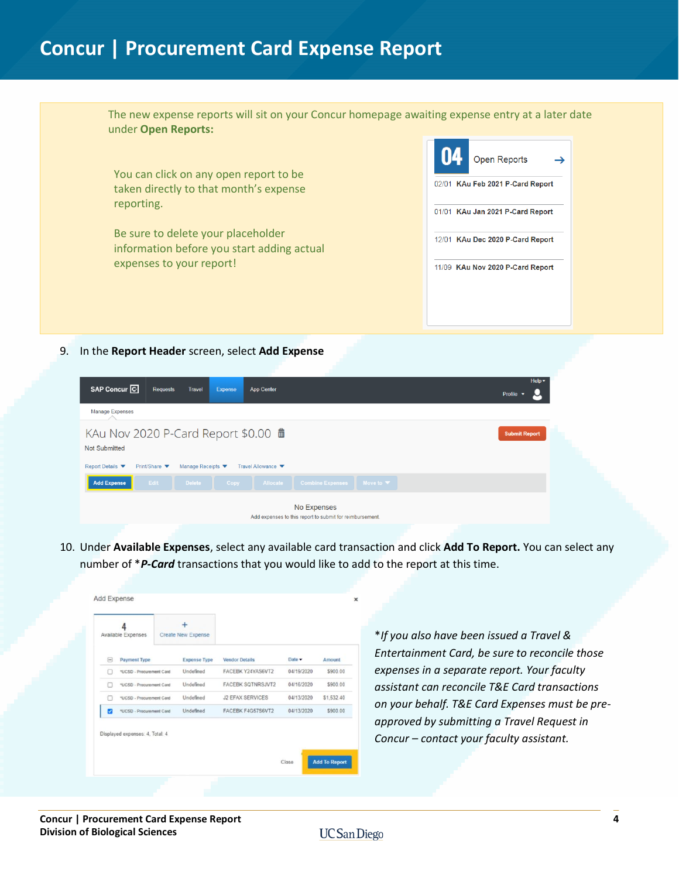# Concur | Procurement Card Expense Report

The new expense reports will sit on your Concur homepage awaiting expense entry at a later date under **Open Reports:**

You can click on any open report to be taken directly to that month's expense reporting.

Be sure to delete your placeholder information before you start adding actual expenses to your report!

04 Open Reports

02/01 KAu Feb 2021 P-Card Report

01/01 KAu Jan 2021 P-Card Report

12/01 KAu Dec 2020 P-Card Report

11/09 KAu Nov 2020 P-Card Report

9. In the **Report Header** screen, select **Add Expense**

SAP Concur | Requests | Travel | Expense | App Center

Help | Profile

Manage Expenses

KAu Nov 2020 P-Card Report $0.00

Not Submitted

Submit Report

Report Details | Print/Share | Manage Receipts | Travel Allowance

Add Expense | Edit | Delete | Copy | Allocate | Combine Expenses | Move to

No Expenses

Add expenses to this report to submit for reimbursement.

10. Under **Available Expenses**, select any available card transaction and click **Add To Report.** You can select any number of ****P-Card*** transactions that you would like to add to the report at this time.

Add Expense

4 Available Expenses | + Create New Expense

| | Payment Type | Expense Type | Vendor Details | Date | Amount |
|---|---|---|---|---|---|
| ☐ | *UCSD - Procurement Card | Undefined | FACEBK Y24YAS6VT2 | 04/19/2020 | $900.00 |
| ☐ | *UCSD - Procurement Card | Undefined | FACEBK SQTNRSJVT2 | 04/16/2020 | $900.00 |
| ☐ | *UCSD - Procurement Card | Undefined | J2 EFAX SERVICES | 04/13/2020 | $1,532.40 |
| ☑ | *UCSD - Procurement Card | Undefined | FACEBK F4G57S6VT2 | 04/13/2020 | $900.00 |

Displayed expenses: 4, Total: 4

Close | Add To Report

**If you also have been issued a Travel & Entertainment Card, be sure to reconcile those expenses in a separate report. Your faculty assistant can reconcile T&E Card transactions on your behalf. T&E Card Expenses must be pre-approved by submitting a Travel Request in Concur – contact your faculty assistant.*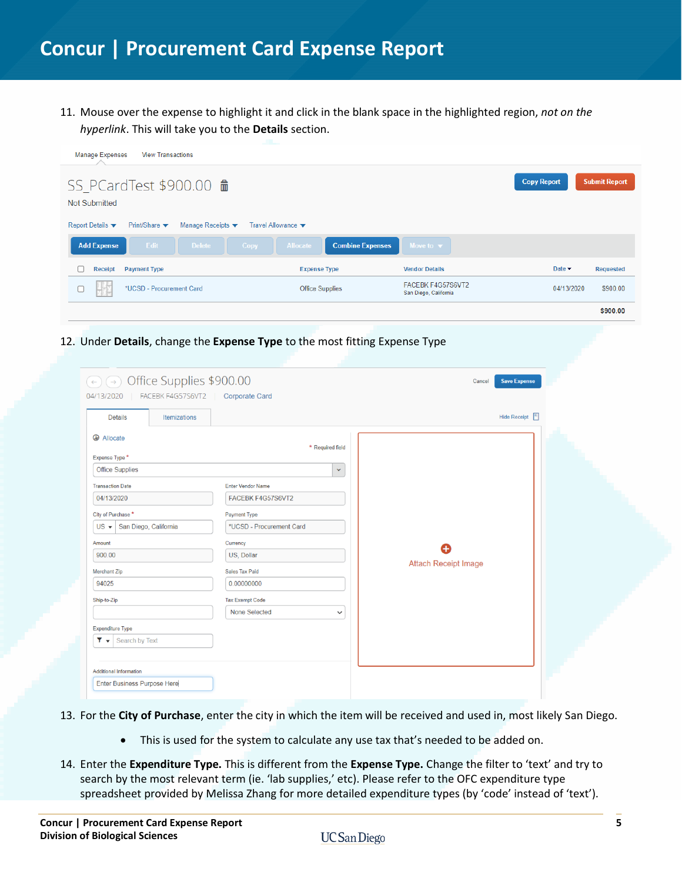11. Mouse over the expense to highlight it and click in the blank space in the highlighted region, *not on the hyperlink*. This will take you to the **Details** section.

12. Under **Details**, change the **Expense Type** to the most fitting Expense Type

13. For the **City of Purchase**, enter the city in which the item will be received and used in, most likely San Diego.

    - This is used for the system to calculate any use tax that's needed to be added on.

14. Enter the **Expenditure Type.** This is different from the **Expense Type.** Change the filter to 'text' and try to search by the most relevant term (ie. 'lab supplies,' etc). Please refer to the OFC expenditure type spreadsheet provided by Melissa Zhang for more detailed expenditure types (by 'code' instead of 'text').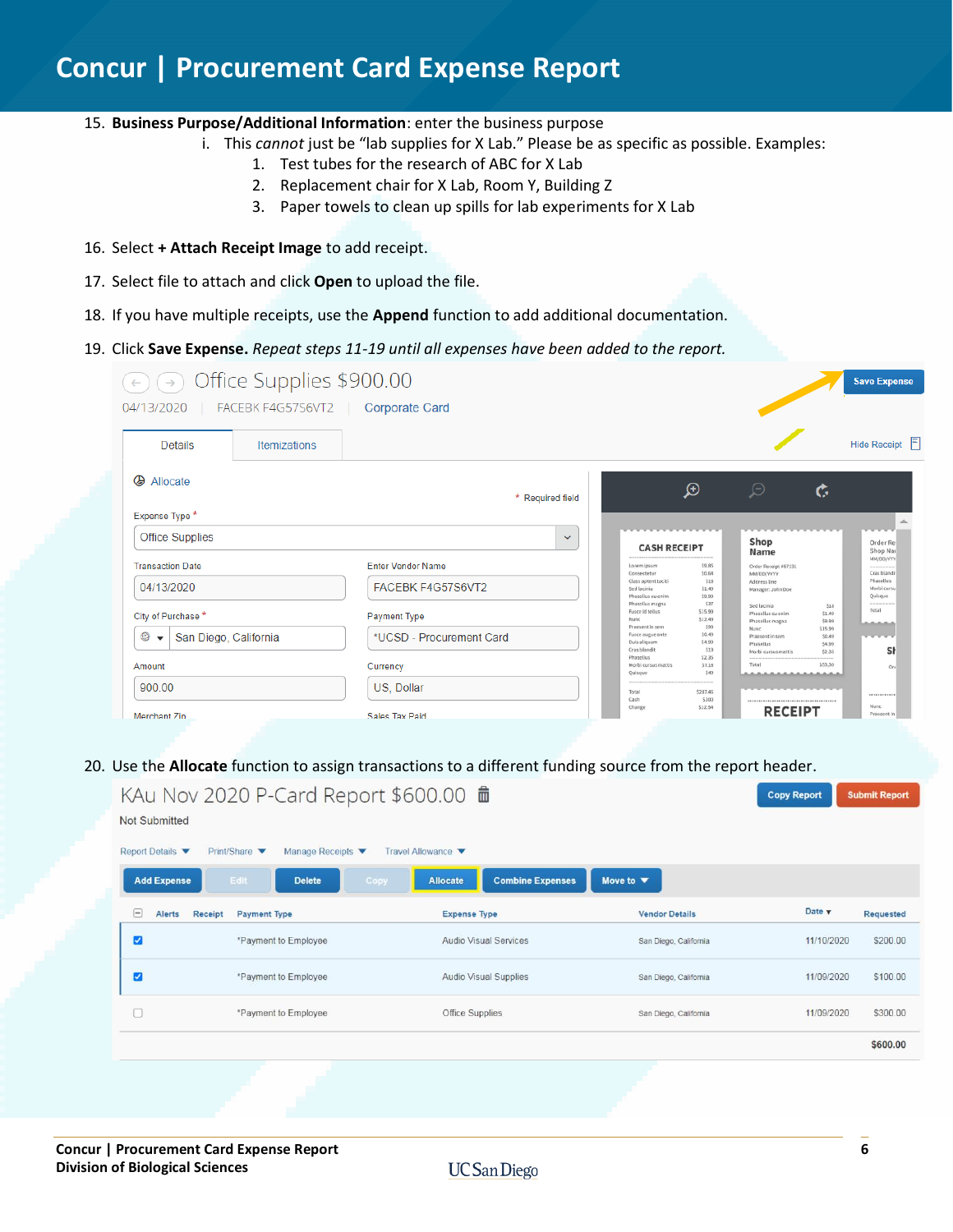15. **Business Purpose/Additional Information**: enter the business purpose
    i. This *cannot* just be "lab supplies for X Lab." Please be as specific as possible. Examples:
        1. Test tubes for the research of ABC for X Lab
        2. Replacement chair for X Lab, Room Y, Building Z
        3. Paper towels to clean up spills for lab experiments for X Lab

16. Select **+ Attach Receipt Image** to add receipt.

17. Select file to attach and click **Open** to upload the file.

18. If you have multiple receipts, use the **Append** function to add additional documentation.

19. Click **Save Expense.** *Repeat steps 11-19 until all expenses have been added to the report.*

20. Use the **Allocate** function to assign transactions to a different funding source from the report header.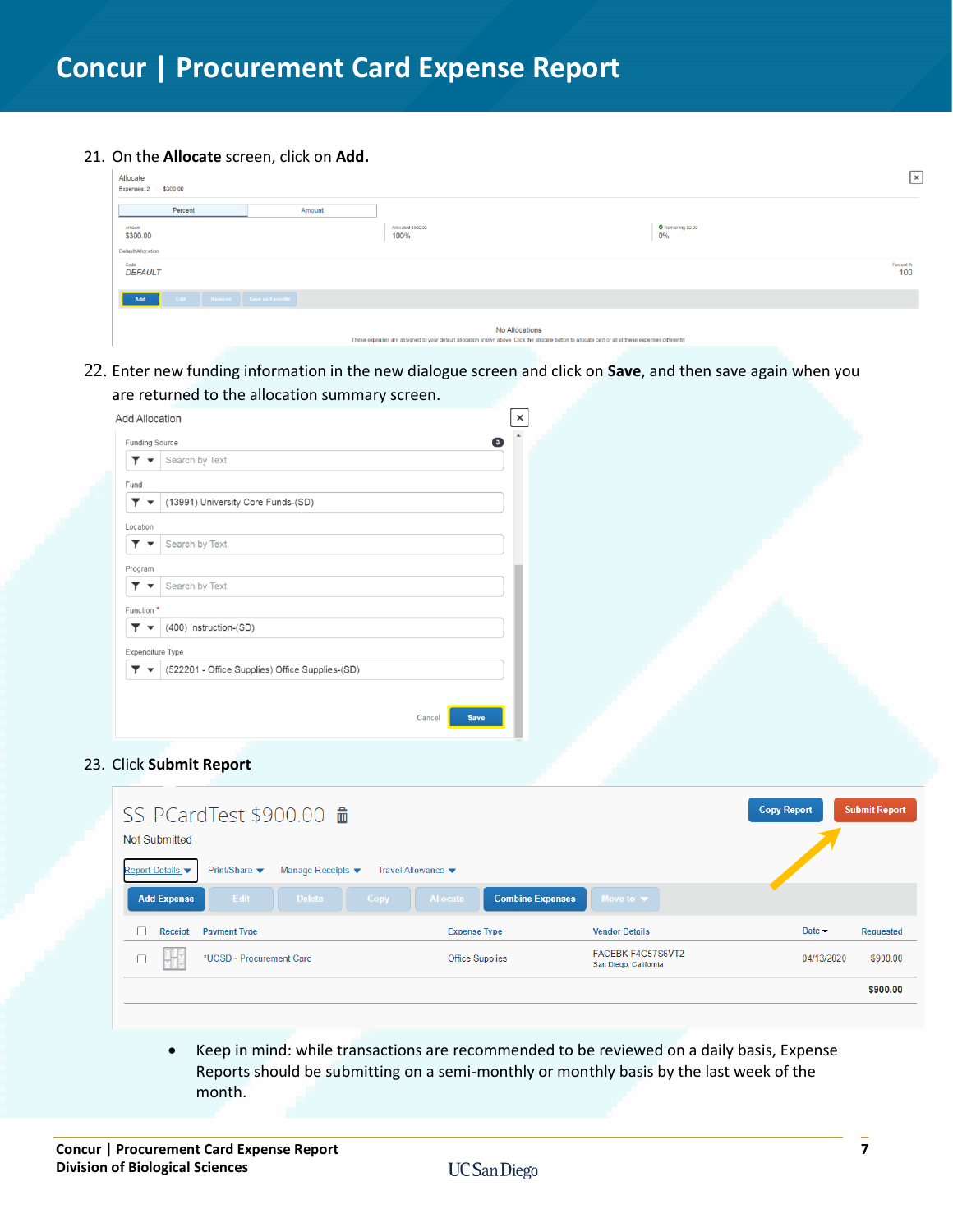21. On the **Allocate** screen, click on **Add.**

22. Enter new funding information in the new dialogue screen and click on **Save**, and then save again when you are returned to the allocation summary screen.

23. Click **Submit Report**

- Keep in mind: while transactions are recommended to be reviewed on a daily basis, Expense Reports should be submitting on a semi-monthly or monthly basis by the last week of the month.